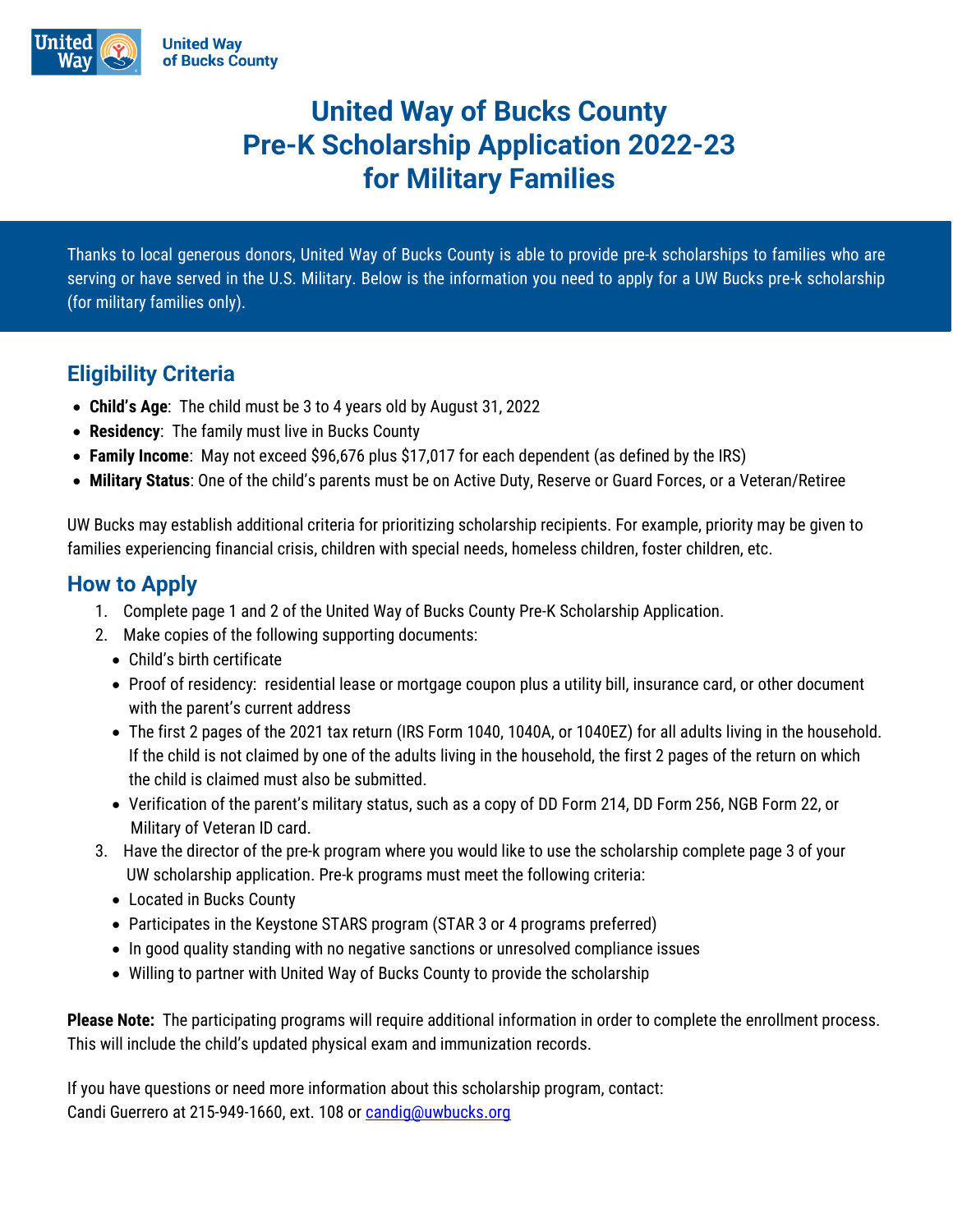United Way of Bucks County

# United Way of Bucks County Pre-K Scholarship Application 2022-23 for Military Families

Thanks to local generous donors, United Way of Bucks County is able to provide pre-k scholarships to families who are serving or have served in the U.S. Military. Below is the information you need to apply for a UW Bucks pre-k scholarship (for military families only).

## Eligibility Criteria

- **Child's Age**: The child must be 3 to 4 years old by August 31, 2022
- **Residency**: The family must live in Bucks County
- **Family Income**: May not exceed $96,676 plus $17,017 for each dependent (as defined by the IRS)
- **Military Status**: One of the child's parents must be on Active Duty, Reserve or Guard Forces, or a Veteran/Retiree

UW Bucks may establish additional criteria for prioritizing scholarship recipients. For example, priority may be given to families experiencing financial crisis, children with special needs, homeless children, foster children, etc.

## How to Apply

1. Complete page 1 and 2 of the United Way of Bucks County Pre-K Scholarship Application.
2. Make copies of the following supporting documents:
   - Child's birth certificate
   - Proof of residency: residential lease or mortgage coupon plus a utility bill, insurance card, or other document with the parent's current address
   - The first 2 pages of the 2021 tax return (IRS Form 1040, 1040A, or 1040EZ) for all adults living in the household. If the child is not claimed by one of the adults living in the household, the first 2 pages of the return on which the child is claimed must also be submitted.
   - Verification of the parent's military status, such as a copy of DD Form 214, DD Form 256, NGB Form 22, or Military of Veteran ID card.
3. Have the director of the pre-k program where you would like to use the scholarship complete page 3 of your UW scholarship application. Pre-k programs must meet the following criteria:
   - Located in Bucks County
   - Participates in the Keystone STARS program (STAR 3 or 4 programs preferred)
   - In good quality standing with no negative sanctions or unresolved compliance issues
   - Willing to partner with United Way of Bucks County to provide the scholarship

**Please Note:** The participating programs will require additional information in order to complete the enrollment process. This will include the child's updated physical exam and immunization records.

If you have questions or need more information about this scholarship program, contact:
Candi Guerrero at 215-949-1660, ext. 108 or candig@uwbucks.org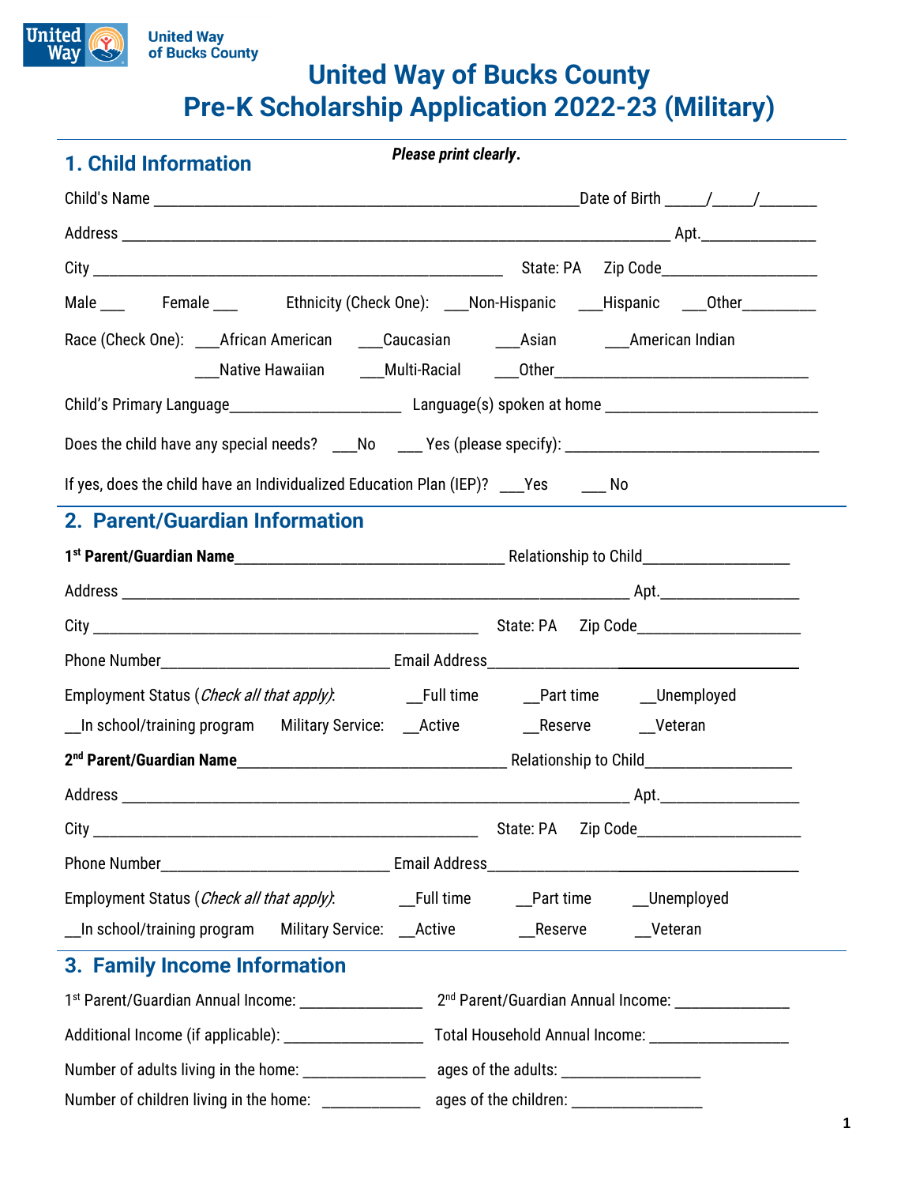United Way of Bucks County

# United Way of Bucks County
# Pre-K Scholarship Application 2022-23 (Military)

***Please print clearly.***

## 1. Child Information

Child's Name ______________________________________________________Date of Birth _____/_____/_______

Address ______________________________________________________________________ Apt.______________

City ___________________________________________________ State: PA Zip Code____________________

Male ___ Female ___ Ethnicity (Check One): ___Non-Hispanic ___Hispanic ___Other_________

Race (Check One): ___African American ___Caucasian ___Asian ___American Indian
___Native Hawaiian ___Multi-Racial ___Other________________________________

Child's Primary Language_____________________ Language(s) spoken at home __________________________

Does the child have any special needs? ___No ___ Yes (please specify): ________________________________

If yes, does the child have an Individualized Education Plan (IEP)? ___Yes ___ No

## 2. Parent/Guardian Information

**1st Parent/Guardian Name**_________________________________ Relationship to Child__________________

Address _________________________________________________________________ Apt._________________

City _________________________________________________ State: PA Zip Code____________________

Phone Number____________________________ Email Address________________________________________

Employment Status (*Check all that apply*): __Full time __Part time __Unemployed
__In school/training program Military Service: __Active __Reserve __Veteran

**2nd Parent/Guardian Name**_________________________________ Relationship to Child__________________

Address _________________________________________________________________ Apt._________________

City _________________________________________________ State: PA Zip Code____________________

Phone Number____________________________ Email Address________________________________________

Employment Status (*Check all that apply*): __Full time __Part time __Unemployed
__In school/training program Military Service: __Active __Reserve __Veteran

## 3. Family Income Information

1st Parent/Guardian Annual Income: _______________ 2nd Parent/Guardian Annual Income: ______________

Additional Income (if applicable): _________________ Total Household Annual Income: _________________

Number of adults living in the home: _______________ ages of the adults: _________________

Number of children living in the home: ____________ ages of the children: ________________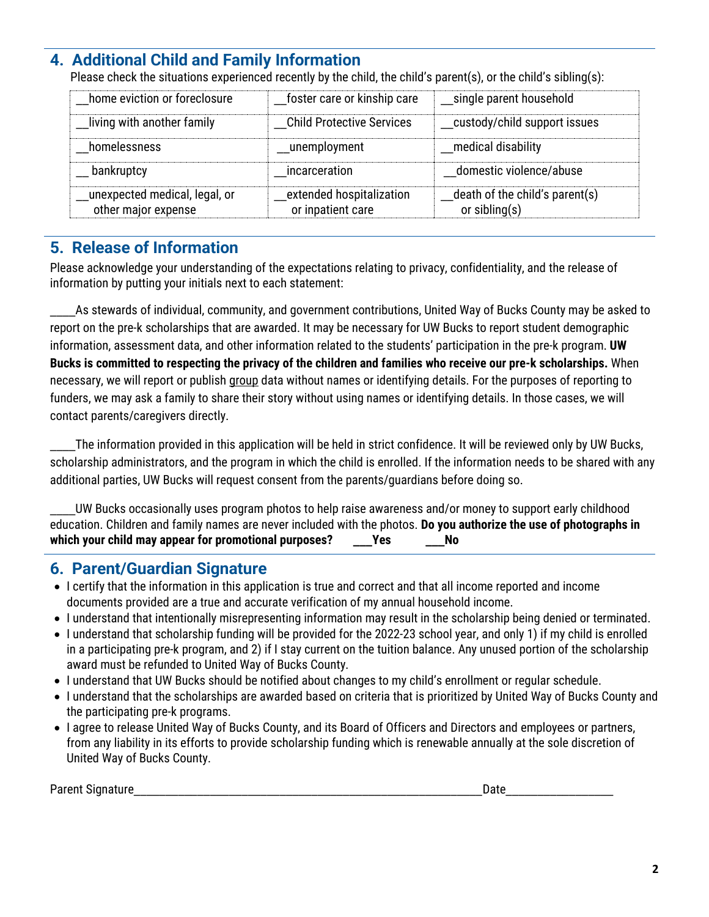## 4. Additional Child and Family Information

Please check the situations experienced recently by the child, the child's parent(s), or the child's sibling(s):

| | | |
|---|---|---|
| __home eviction or foreclosure | __foster care or kinship care | __single parent household |
| __living with another family | __Child Protective Services | __custody/child support issues |
| __homelessness | __unemployment | __medical disability |
| __ bankruptcy | __incarceration | __domestic violence/abuse |
| __unexpected medical, legal, or other major expense | __extended hospitalization or inpatient care | __death of the child's parent(s) or sibling(s) |

## 5. Release of Information

Please acknowledge your understanding of the expectations relating to privacy, confidentiality, and the release of information by putting your initials next to each statement:

____As stewards of individual, community, and government contributions, United Way of Bucks County may be asked to report on the pre-k scholarships that are awarded. It may be necessary for UW Bucks to report student demographic information, assessment data, and other information related to the students' participation in the pre-k program. **UW Bucks is committed to respecting the privacy of the children and families who receive our pre-k scholarships.** When necessary, we will report or publish group data without names or identifying details. For the purposes of reporting to funders, we may ask a family to share their story without using names or identifying details. In those cases, we will contact parents/caregivers directly.

____The information provided in this application will be held in strict confidence. It will be reviewed only by UW Bucks, scholarship administrators, and the program in which the child is enrolled. If the information needs to be shared with any additional parties, UW Bucks will request consent from the parents/guardians before doing so.

____UW Bucks occasionally uses program photos to help raise awareness and/or money to support early childhood education. Children and family names are never included with the photos. **Do you authorize the use of photographs in which your child may appear for promotional purposes? ___Yes ___No**

## 6. Parent/Guardian Signature

- I certify that the information in this application is true and correct and that all income reported and income documents provided are a true and accurate verification of my annual household income.
- I understand that intentionally misrepresenting information may result in the scholarship being denied or terminated.
- I understand that scholarship funding will be provided for the 2022-23 school year, and only 1) if my child is enrolled in a participating pre-k program, and 2) if I stay current on the tuition balance. Any unused portion of the scholarship award must be refunded to United Way of Bucks County.
- I understand that UW Bucks should be notified about changes to my child's enrollment or regular schedule.
- I understand that the scholarships are awarded based on criteria that is prioritized by United Way of Bucks County and the participating pre-k programs.
- I agree to release United Way of Bucks County, and its Board of Officers and Directors and employees or partners, from any liability in its efforts to provide scholarship funding which is renewable annually at the sole discretion of United Way of Bucks County.

Parent Signature____________________________________________________________Date__________________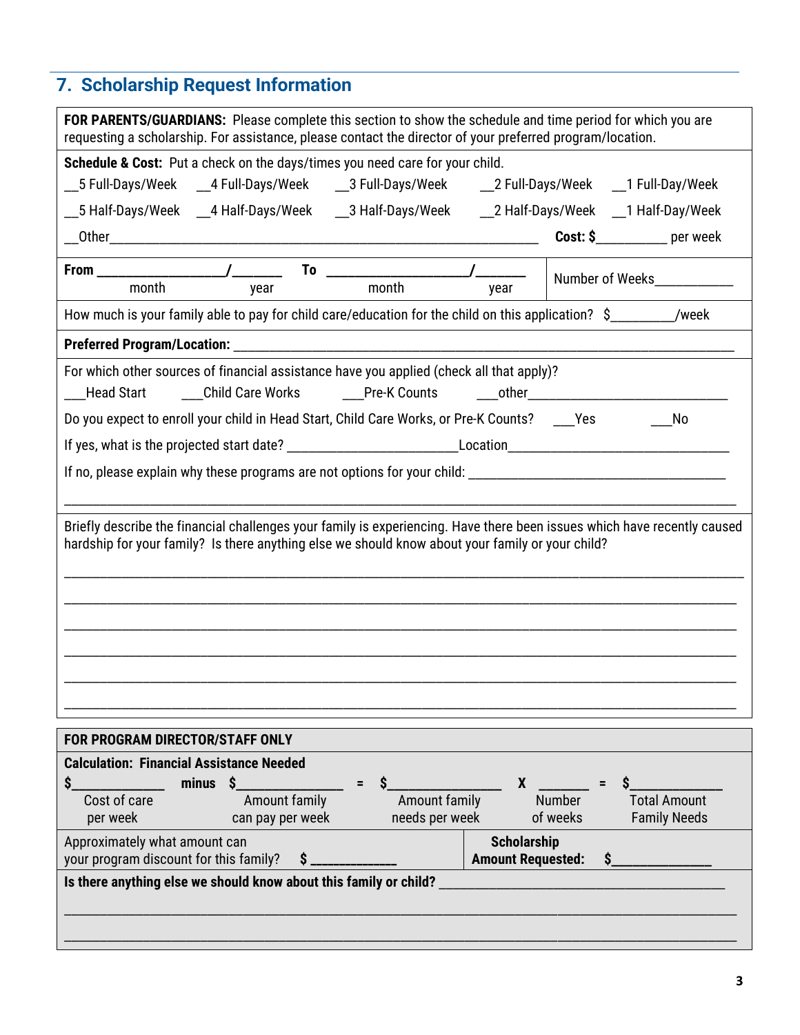## 7. Scholarship Request Information

**FOR PARENTS/GUARDIANS:** Please complete this section to show the schedule and time period for which you are requesting a scholarship. For assistance, please contact the director of your preferred program/location.

**Schedule & Cost:** Put a check on the days/times you need care for your child.

__5 Full-Days/Week __4 Full-Days/Week __3 Full-Days/Week __2 Full-Days/Week __1 Full-Day/Week

__5 Half-Days/Week __4 Half-Days/Week __3 Half-Days/Week __2 Half-Days/Week __1 Half-Day/Week

__Other_______________________________________________ **Cost: $**__________ per week

**From** _________________/_______ (month / year) **To** ___________________/_______ (month / year) Number of Weeks___________

How much is your family able to pay for child care/education for the child on this application? $_________/week

**Preferred Program/Location:** ____________________________________________________________

For which other sources of financial assistance have you applied (check all that apply)?

___Head Start ___Child Care Works ___Pre-K Counts ___other____________________________

Do you expect to enroll your child in Head Start, Child Care Works, or Pre-K Counts? ___Yes ___No

If yes, what is the projected start date? ________________________Location_______________________________

If no, please explain why these programs are not options for your child: ____________________________________

_____________________________________________________________________________________________

Briefly describe the financial challenges your family is experiencing. Have there been issues which have recently caused hardship for your family? Is there anything else we should know about your family or your child?

_____________________________________________________________________________________________

_____________________________________________________________________________________________

_____________________________________________________________________________________________

_____________________________________________________________________________________________

_____________________________________________________________________________________________

_____________________________________________________________________________________________

**FOR PROGRAM DIRECTOR/STAFF ONLY**

**Calculation: Financial Assistance Needed**

| $_____________ | minus | $_______________ | = | $_______________ | X | _______ | = | $_____________ |
|---|---|---|---|---|---|---|---|---|
| Cost of care per week | | Amount family can pay per week | | Amount family needs per week | | Number of weeks | | Total Amount Family Needs |

Approximately what amount can your program discount for this family? **$** _____________

**Scholarship Amount Requested: $**______________

**Is there anything else we should know about this family or child?** ________________________________________

_____________________________________________________________________________________________

_____________________________________________________________________________________________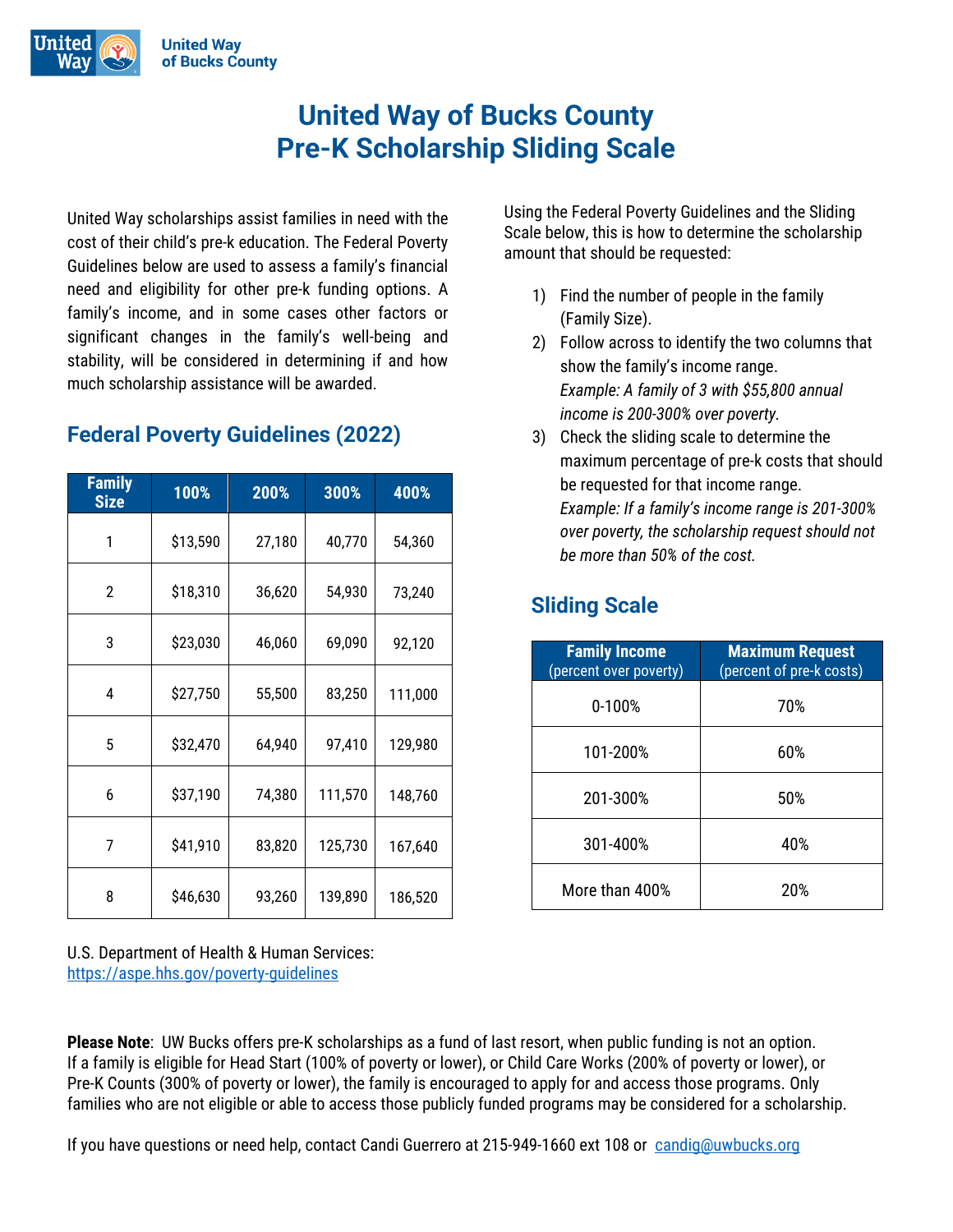United Way of Bucks County

# United Way of Bucks County
# Pre-K Scholarship Sliding Scale

United Way scholarships assist families in need with the cost of their child's pre-k education. The Federal Poverty Guidelines below are used to assess a family's financial need and eligibility for other pre-k funding options. A family's income, and in some cases other factors or significant changes in the family's well-being and stability, will be considered in determining if and how much scholarship assistance will be awarded.

## Federal Poverty Guidelines (2022)

| Family Size | 100% | 200% | 300% | 400% |
|---|---|---|---|---|
| 1 | $13,590 | 27,180 | 40,770 | 54,360 |
| 2 | $18,310 | 36,620 | 54,930 | 73,240 |
| 3 | $23,030 | 46,060 | 69,090 | 92,120 |
| 4 | $27,750 | 55,500 | 83,250 | 111,000 |
| 5 | $32,470 | 64,940 | 97,410 | 129,980 |
| 6 | $37,190 | 74,380 | 111,570 | 148,760 |
| 7 | $41,910 | 83,820 | 125,730 | 167,640 |
| 8 | $46,630 | 93,260 | 139,890 | 186,520 |

U.S. Department of Health & Human Services: https://aspe.hhs.gov/poverty-guidelines

Using the Federal Poverty Guidelines and the Sliding Scale below, this is how to determine the scholarship amount that should be requested:

1) Find the number of people in the family (Family Size).
2) Follow across to identify the two columns that show the family's income range.
   *Example: A family of 3 with $55,800 annual income is 200-300% over poverty.*
3) Check the sliding scale to determine the maximum percentage of pre-k costs that should be requested for that income range.
   *Example: If a family's income range is 201-300% over poverty, the scholarship request should not be more than 50% of the cost.*

## Sliding Scale

| Family Income (percent over poverty) | Maximum Request (percent of pre-k costs) |
|---|---|
| 0-100% | 70% |
| 101-200% | 60% |
| 201-300% | 50% |
| 301-400% | 40% |
| More than 400% | 20% |

**Please Note**: UW Bucks offers pre-K scholarships as a fund of last resort, when public funding is not an option. If a family is eligible for Head Start (100% of poverty or lower), or Child Care Works (200% of poverty or lower), or Pre-K Counts (300% of poverty or lower), the family is encouraged to apply for and access those programs. Only families who are not eligible or able to access those publicly funded programs may be considered for a scholarship.

If you have questions or need help, contact Candi Guerrero at 215-949-1660 ext 108 or candig@uwbucks.org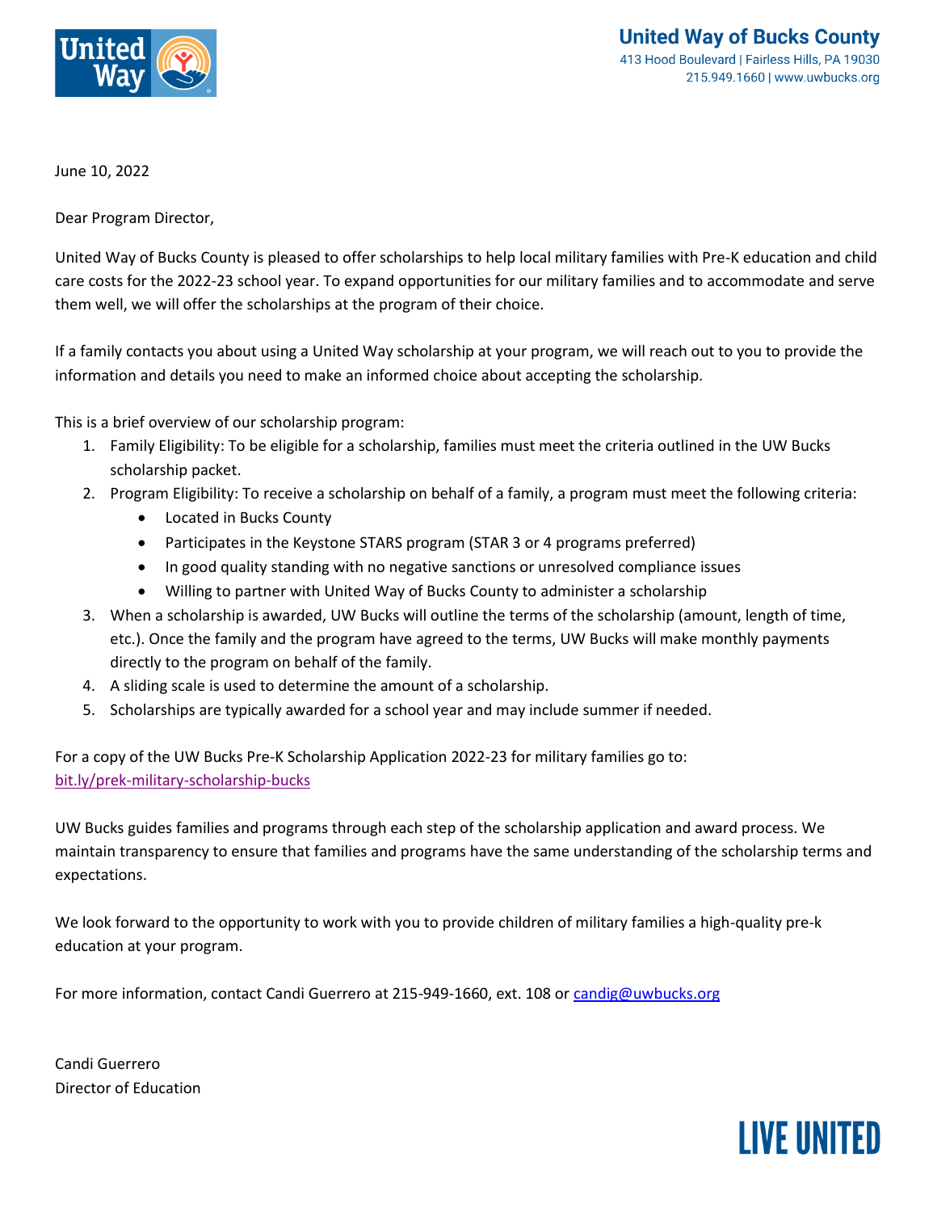**United Way of Bucks County**
413 Hood Boulevard | Fairless Hills, PA 19030
215.949.1660 | www.uwbucks.org

June 10, 2022

Dear Program Director,

United Way of Bucks County is pleased to offer scholarships to help local military families with Pre-K education and child care costs for the 2022-23 school year. To expand opportunities for our military families and to accommodate and serve them well, we will offer the scholarships at the program of their choice.

If a family contacts you about using a United Way scholarship at your program, we will reach out to you to provide the information and details you need to make an informed choice about accepting the scholarship.

This is a brief overview of our scholarship program:

1. Family Eligibility: To be eligible for a scholarship, families must meet the criteria outlined in the UW Bucks scholarship packet.
2. Program Eligibility: To receive a scholarship on behalf of a family, a program must meet the following criteria:
   - Located in Bucks County
   - Participates in the Keystone STARS program (STAR 3 or 4 programs preferred)
   - In good quality standing with no negative sanctions or unresolved compliance issues
   - Willing to partner with United Way of Bucks County to administer a scholarship
3. When a scholarship is awarded, UW Bucks will outline the terms of the scholarship (amount, length of time, etc.). Once the family and the program have agreed to the terms, UW Bucks will make monthly payments directly to the program on behalf of the family.
4. A sliding scale is used to determine the amount of a scholarship.
5. Scholarships are typically awarded for a school year and may include summer if needed.

For a copy of the UW Bucks Pre-K Scholarship Application 2022-23 for military families go to:
bit.ly/prek-military-scholarship-bucks

UW Bucks guides families and programs through each step of the scholarship application and award process. We maintain transparency to ensure that families and programs have the same understanding of the scholarship terms and expectations.

We look forward to the opportunity to work with you to provide children of military families a high-quality pre-k education at your program.

For more information, contact Candi Guerrero at 215-949-1660, ext. 108 or candig@uwbucks.org

Candi Guerrero
Director of Education

LIVE UNITED